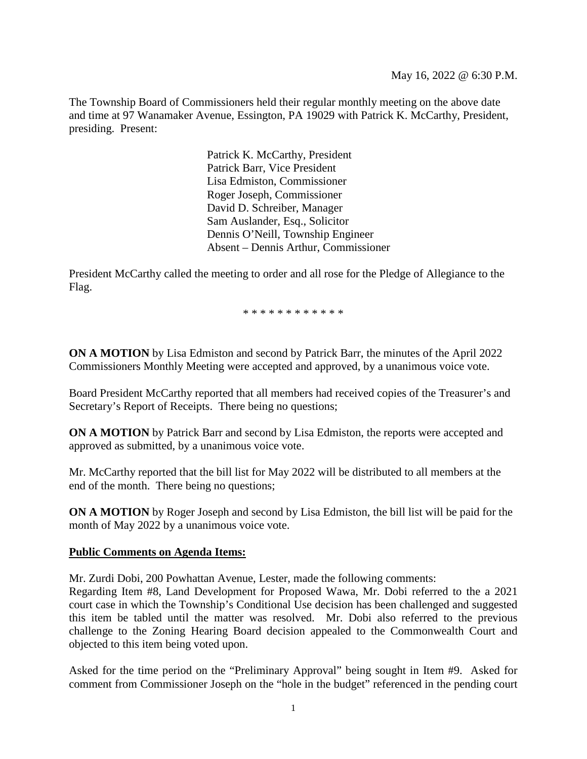May 16, 2022 @ 6:30 P.M.

The Township Board of Commissioners held their regular monthly meeting on the above date and time at 97 Wanamaker Avenue, Essington, PA 19029 with Patrick K. McCarthy, President, presiding. Present:

Patrick K. McCarthy, President
Patrick Barr, Vice President
Lisa Edmiston, Commissioner
Roger Joseph, Commissioner
David D. Schreiber, Manager
Sam Auslander, Esq., Solicitor
Dennis O'Neill, Township Engineer
Absent – Dennis Arthur, Commissioner

President McCarthy called the meeting to order and all rose for the Pledge of Allegiance to the Flag.

\* \* \* \* \* \* \* \* \* \* \* \*

**ON A MOTION** by Lisa Edmiston and second by Patrick Barr, the minutes of the April 2022 Commissioners Monthly Meeting were accepted and approved, by a unanimous voice vote.

Board President McCarthy reported that all members had received copies of the Treasurer's and Secretary's Report of Receipts. There being no questions;

**ON A MOTION** by Patrick Barr and second by Lisa Edmiston, the reports were accepted and approved as submitted, by a unanimous voice vote.

Mr. McCarthy reported that the bill list for May 2022 will be distributed to all members at the end of the month. There being no questions;

**ON A MOTION** by Roger Joseph and second by Lisa Edmiston, the bill list will be paid for the month of May 2022 by a unanimous voice vote.

**Public Comments on Agenda Items:**

Mr. Zurdi Dobi, 200 Powhattan Avenue, Lester, made the following comments:
Regarding Item #8, Land Development for Proposed Wawa, Mr. Dobi referred to the a 2021 court case in which the Township's Conditional Use decision has been challenged and suggested this item be tabled until the matter was resolved. Mr. Dobi also referred to the previous challenge to the Zoning Hearing Board decision appealed to the Commonwealth Court and objected to this item being voted upon.

Asked for the time period on the "Preliminary Approval" being sought in Item #9. Asked for comment from Commissioner Joseph on the "hole in the budget" referenced in the pending court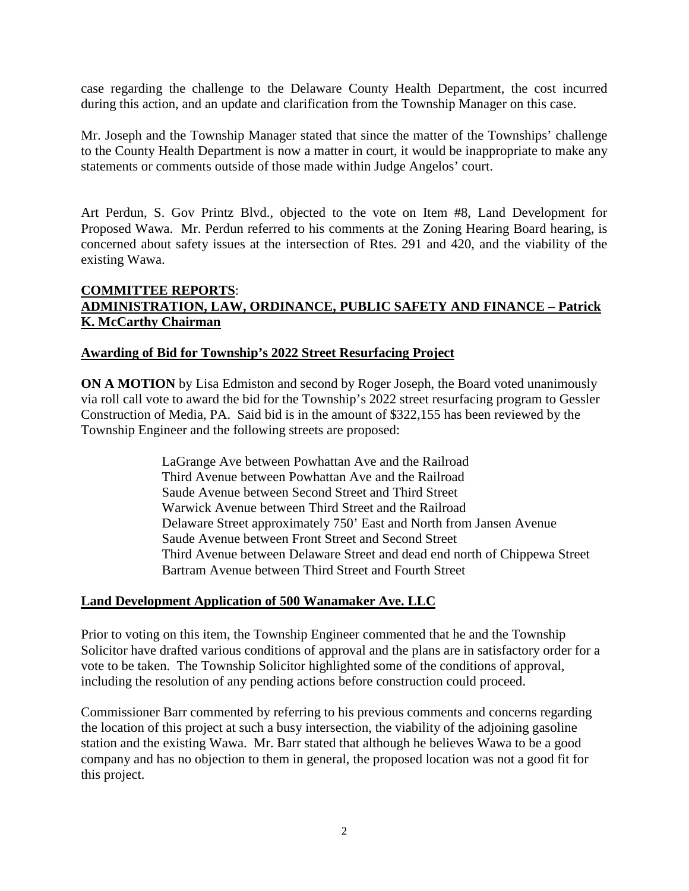case regarding the challenge to the Delaware County Health Department, the cost incurred during this action, and an update and clarification from the Township Manager on this case.

Mr. Joseph and the Township Manager stated that since the matter of the Townships' challenge to the County Health Department is now a matter in court, it would be inappropriate to make any statements or comments outside of those made within Judge Angelos' court.

Art Perdun, S. Gov Printz Blvd., objected to the vote on Item #8, Land Development for Proposed Wawa. Mr. Perdun referred to his comments at the Zoning Hearing Board hearing, is concerned about safety issues at the intersection of Rtes. 291 and 420, and the viability of the existing Wawa.

## COMMITTEE REPORTS:

## ADMINISTRATION, LAW, ORDINANCE, PUBLIC SAFETY AND FINANCE – Patrick K. McCarthy Chairman

### Awarding of Bid for Township's 2022 Street Resurfacing Project

**ON A MOTION** by Lisa Edmiston and second by Roger Joseph, the Board voted unanimously via roll call vote to award the bid for the Township's 2022 street resurfacing program to Gessler Construction of Media, PA. Said bid is in the amount of $322,155 has been reviewed by the Township Engineer and the following streets are proposed:

LaGrange Ave between Powhattan Ave and the Railroad
Third Avenue between Powhattan Ave and the Railroad
Saude Avenue between Second Street and Third Street
Warwick Avenue between Third Street and the Railroad
Delaware Street approximately 750' East and North from Jansen Avenue
Saude Avenue between Front Street and Second Street
Third Avenue between Delaware Street and dead end north of Chippewa Street
Bartram Avenue between Third Street and Fourth Street

### Land Development Application of 500 Wanamaker Ave. LLC

Prior to voting on this item, the Township Engineer commented that he and the Township Solicitor have drafted various conditions of approval and the plans are in satisfactory order for a vote to be taken. The Township Solicitor highlighted some of the conditions of approval, including the resolution of any pending actions before construction could proceed.

Commissioner Barr commented by referring to his previous comments and concerns regarding the location of this project at such a busy intersection, the viability of the adjoining gasoline station and the existing Wawa. Mr. Barr stated that although he believes Wawa to be a good company and has no objection to them in general, the proposed location was not a good fit for this project.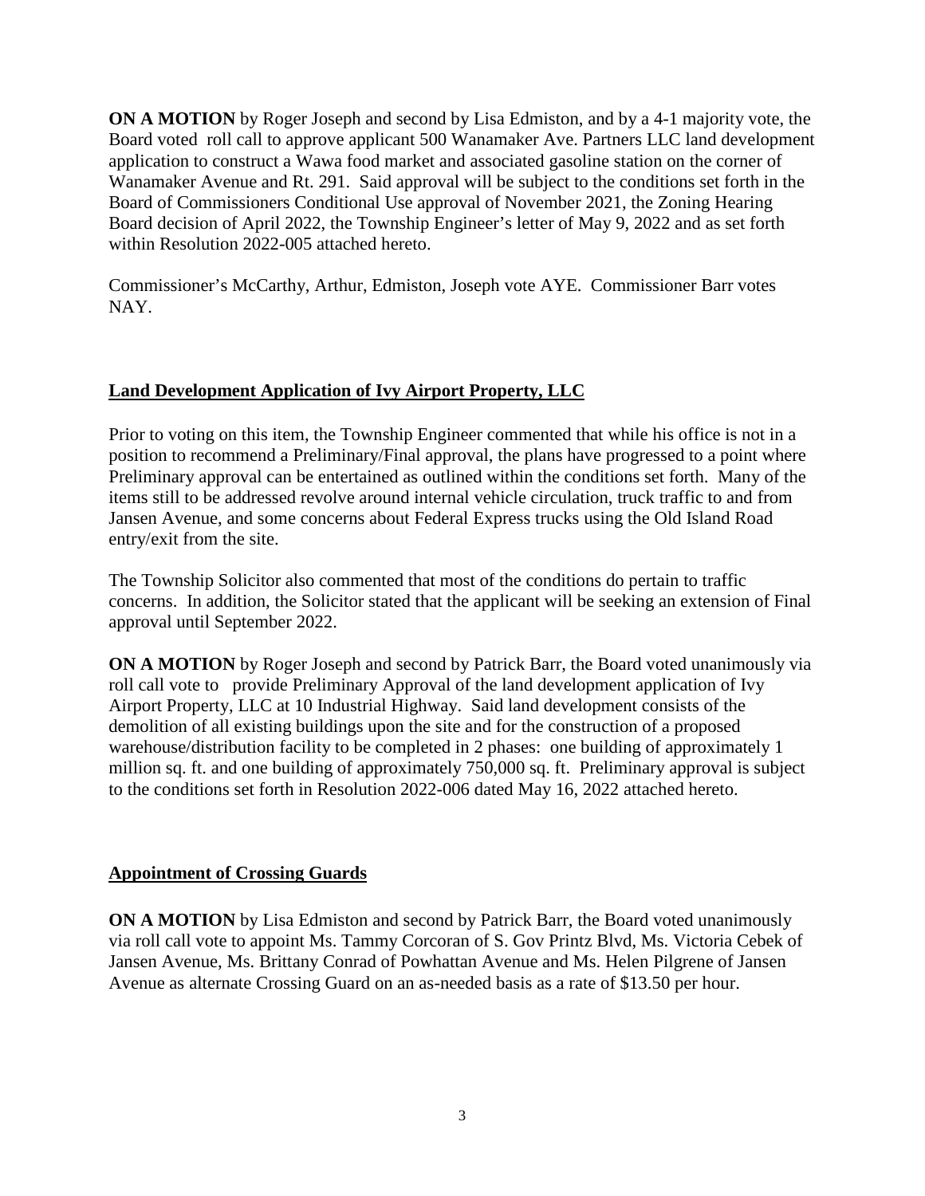**ON A MOTION** by Roger Joseph and second by Lisa Edmiston, and by a 4-1 majority vote, the Board voted roll call to approve applicant 500 Wanamaker Ave. Partners LLC land development application to construct a Wawa food market and associated gasoline station on the corner of Wanamaker Avenue and Rt. 291. Said approval will be subject to the conditions set forth in the Board of Commissioners Conditional Use approval of November 2021, the Zoning Hearing Board decision of April 2022, the Township Engineer's letter of May 9, 2022 and as set forth within Resolution 2022-005 attached hereto.

Commissioner's McCarthy, Arthur, Edmiston, Joseph vote AYE. Commissioner Barr votes NAY.

## Land Development Application of Ivy Airport Property, LLC

Prior to voting on this item, the Township Engineer commented that while his office is not in a position to recommend a Preliminary/Final approval, the plans have progressed to a point where Preliminary approval can be entertained as outlined within the conditions set forth. Many of the items still to be addressed revolve around internal vehicle circulation, truck traffic to and from Jansen Avenue, and some concerns about Federal Express trucks using the Old Island Road entry/exit from the site.

The Township Solicitor also commented that most of the conditions do pertain to traffic concerns. In addition, the Solicitor stated that the applicant will be seeking an extension of Final approval until September 2022.

**ON A MOTION** by Roger Joseph and second by Patrick Barr, the Board voted unanimously via roll call vote to provide Preliminary Approval of the land development application of Ivy Airport Property, LLC at 10 Industrial Highway. Said land development consists of the demolition of all existing buildings upon the site and for the construction of a proposed warehouse/distribution facility to be completed in 2 phases: one building of approximately 1 million sq. ft. and one building of approximately 750,000 sq. ft. Preliminary approval is subject to the conditions set forth in Resolution 2022-006 dated May 16, 2022 attached hereto.

## Appointment of Crossing Guards

**ON A MOTION** by Lisa Edmiston and second by Patrick Barr, the Board voted unanimously via roll call vote to appoint Ms. Tammy Corcoran of S. Gov Printz Blvd, Ms. Victoria Cebek of Jansen Avenue, Ms. Brittany Conrad of Powhattan Avenue and Ms. Helen Pilgrene of Jansen Avenue as alternate Crossing Guard on an as-needed basis as a rate of $13.50 per hour.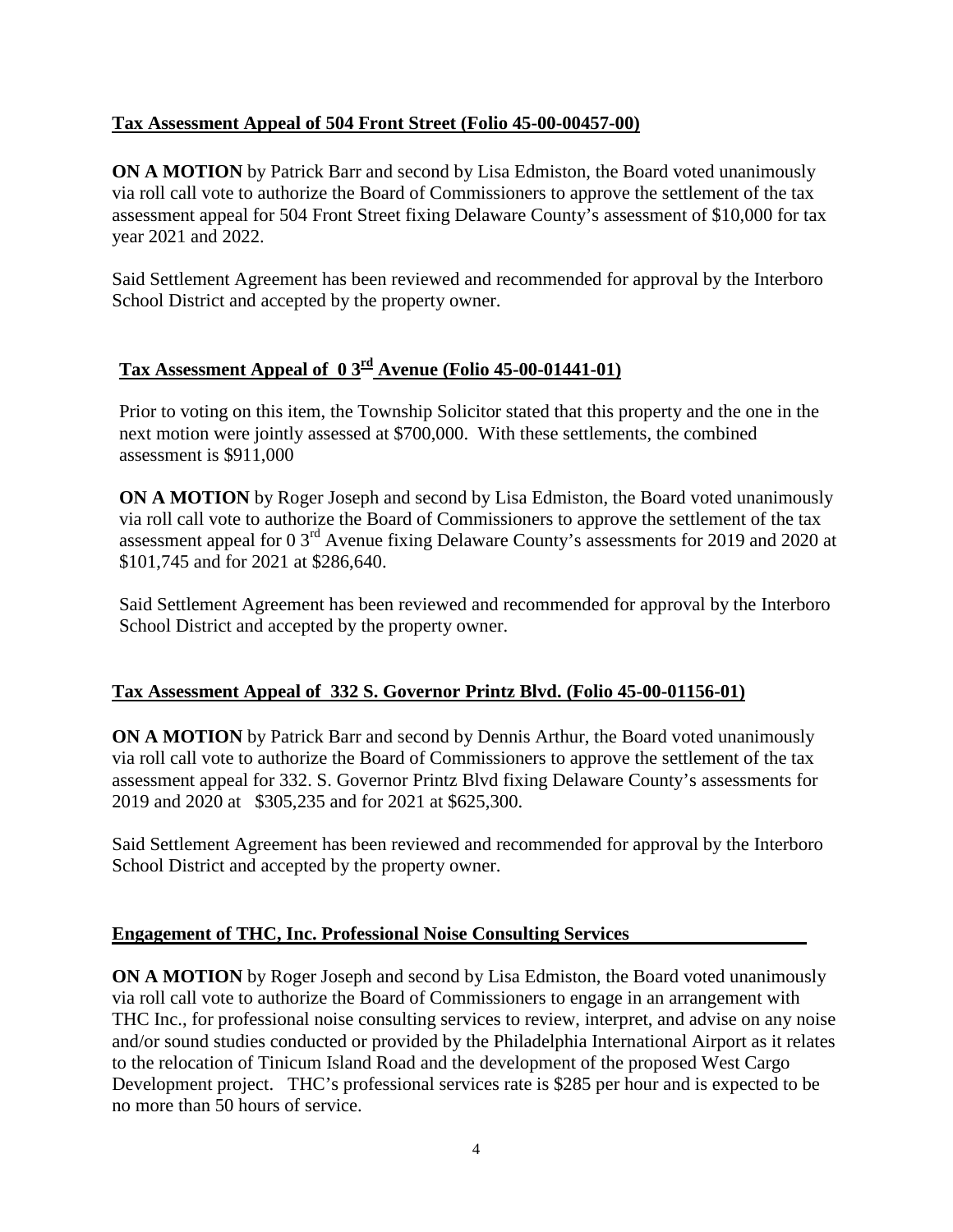**Tax Assessment Appeal of 504 Front Street (Folio 45-00-00457-00)**

**ON A MOTION** by Patrick Barr and second by Lisa Edmiston, the Board voted unanimously via roll call vote to authorize the Board of Commissioners to approve the settlement of the tax assessment appeal for 504 Front Street fixing Delaware County's assessment of $10,000 for tax year 2021 and 2022.

Said Settlement Agreement has been reviewed and recommended for approval by the Interboro School District and accepted by the property owner.

**Tax Assessment Appeal of 0 3rd Avenue (Folio 45-00-01441-01)**

Prior to voting on this item, the Township Solicitor stated that this property and the one in the next motion were jointly assessed at $700,000. With these settlements, the combined assessment is $911,000

**ON A MOTION** by Roger Joseph and second by Lisa Edmiston, the Board voted unanimously via roll call vote to authorize the Board of Commissioners to approve the settlement of the tax assessment appeal for 0 3rd Avenue fixing Delaware County's assessments for 2019 and 2020 at $101,745 and for 2021 at $286,640.

Said Settlement Agreement has been reviewed and recommended for approval by the Interboro School District and accepted by the property owner.

**Tax Assessment Appeal of 332 S. Governor Printz Blvd. (Folio 45-00-01156-01)**

**ON A MOTION** by Patrick Barr and second by Dennis Arthur, the Board voted unanimously via roll call vote to authorize the Board of Commissioners to approve the settlement of the tax assessment appeal for 332. S. Governor Printz Blvd fixing Delaware County's assessments for 2019 and 2020 at $305,235 and for 2021 at $625,300.

Said Settlement Agreement has been reviewed and recommended for approval by the Interboro School District and accepted by the property owner.

**Engagement of THC, Inc. Professional Noise Consulting Services**

**ON A MOTION** by Roger Joseph and second by Lisa Edmiston, the Board voted unanimously via roll call vote to authorize the Board of Commissioners to engage in an arrangement with THC Inc., for professional noise consulting services to review, interpret, and advise on any noise and/or sound studies conducted or provided by the Philadelphia International Airport as it relates to the relocation of Tinicum Island Road and the development of the proposed West Cargo Development project. THC's professional services rate is $285 per hour and is expected to be no more than 50 hours of service.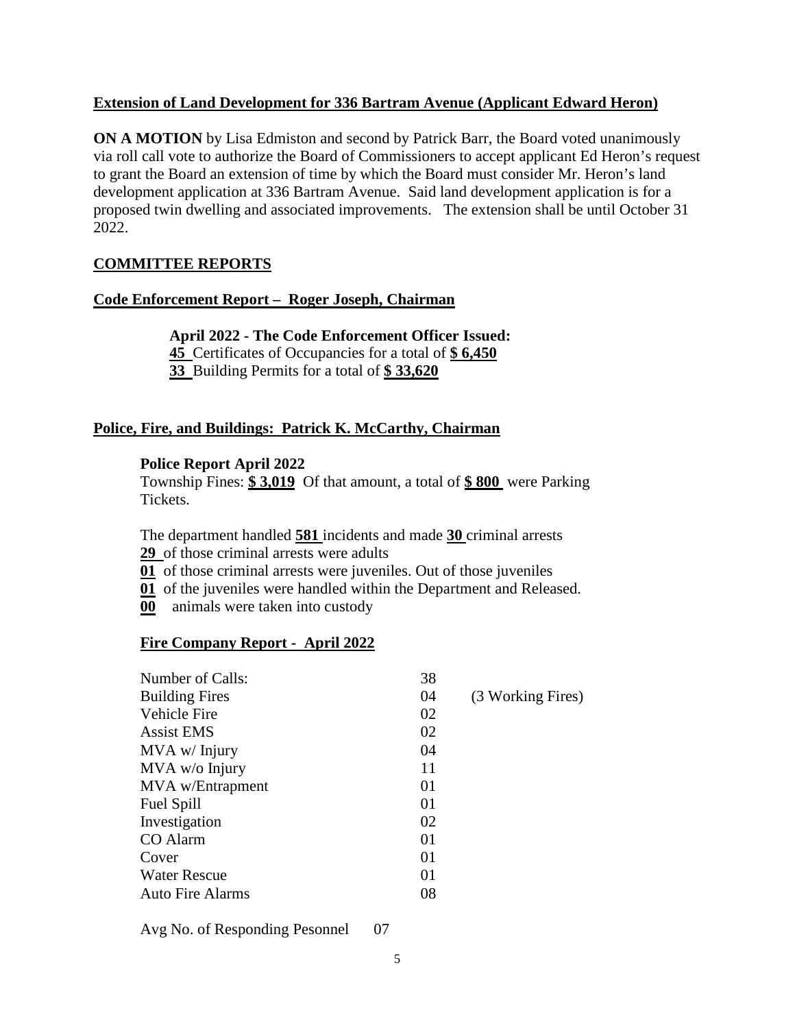**Extension of Land Development for 336 Bartram Avenue (Applicant Edward Heron)**

**ON A MOTION** by Lisa Edmiston and second by Patrick Barr, the Board voted unanimously via roll call vote to authorize the Board of Commissioners to accept applicant Ed Heron's request to grant the Board an extension of time by which the Board must consider Mr. Heron's land development application at 336 Bartram Avenue. Said land development application is for a proposed twin dwelling and associated improvements. The extension shall be until October 31 2022.

## COMMITTEE REPORTS

**Code Enforcement Report – Roger Joseph, Chairman**

**April 2022 - The Code Enforcement Officer Issued:**
**45** Certificates of Occupancies for a total of **$ 6,450**
**33** Building Permits for a total of **$ 33,620**

**Police, Fire, and Buildings: Patrick K. McCarthy, Chairman**

**Police Report April 2022**
Township Fines: **$ 3,019** Of that amount, a total of **$ 800** were Parking Tickets.

The department handled **581** incidents and made **30** criminal arrests
**29** of those criminal arrests were adults
**01** of those criminal arrests were juveniles. Out of those juveniles
**01** of the juveniles were handled within the Department and Released.
**00** animals were taken into custody

**Fire Company Report - April 2022**

| | | |
|---|---|---|
| Number of Calls: | 38 | |
| Building Fires | 04 | (3 Working Fires) |
| Vehicle Fire | 02 | |
| Assist EMS | 02 | |
| MVA w/ Injury | 04 | |
| MVA w/o Injury | 11 | |
| MVA w/Entrapment | 01 | |
| Fuel Spill | 01 | |
| Investigation | 02 | |
| CO Alarm | 01 | |
| Cover | 01 | |
| Water Rescue | 01 | |
| Auto Fire Alarms | 08 | |

Avg No. of Responding Pesonnel 07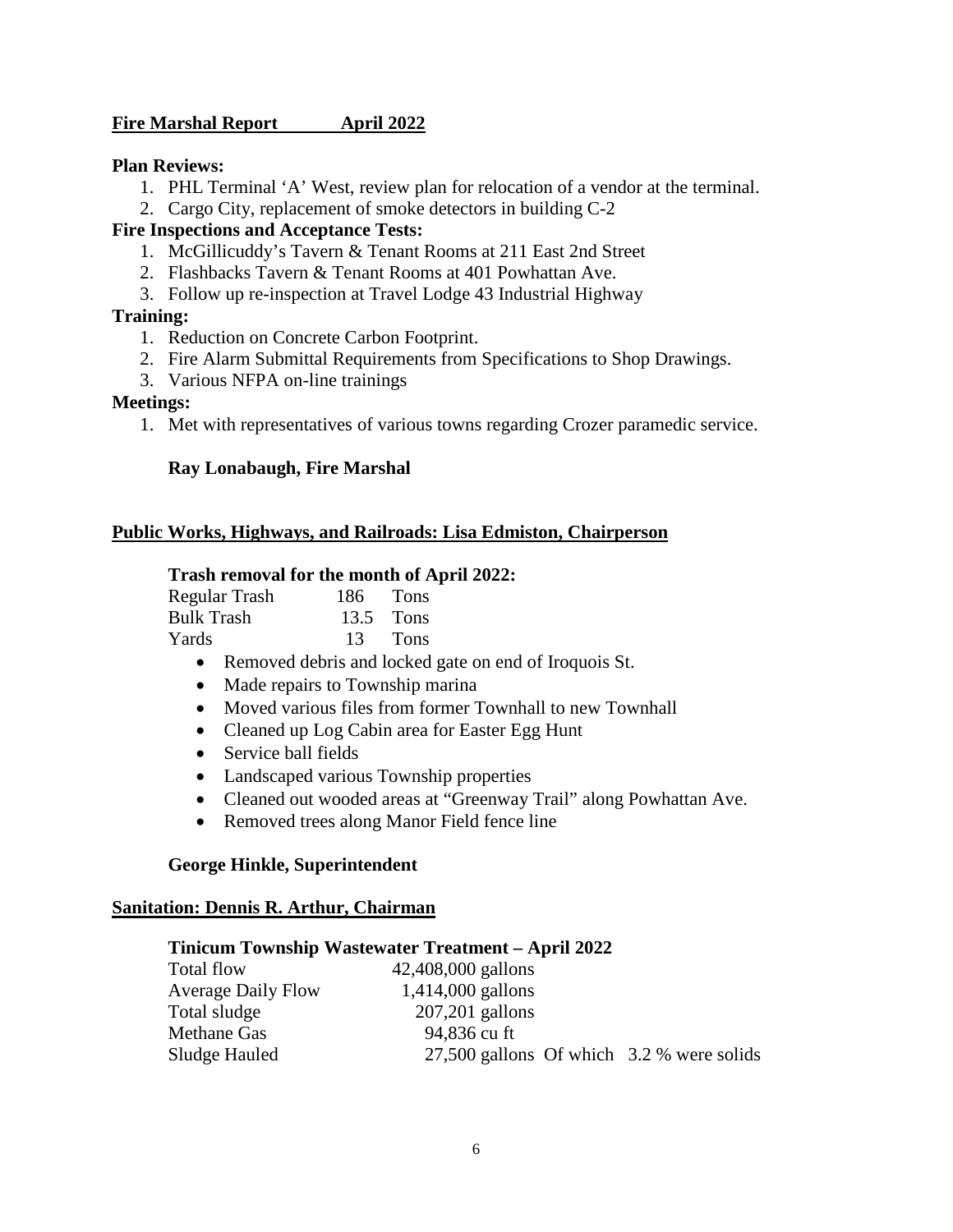**Fire Marshal Report April 2022**

**Plan Reviews:**

1. PHL Terminal 'A' West, review plan for relocation of a vendor at the terminal.
2. Cargo City, replacement of smoke detectors in building C-2

**Fire Inspections and Acceptance Tests:**

1. McGillicuddy's Tavern & Tenant Rooms at 211 East 2nd Street
2. Flashbacks Tavern & Tenant Rooms at 401 Powhattan Ave.
3. Follow up re-inspection at Travel Lodge 43 Industrial Highway

**Training:**

1. Reduction on Concrete Carbon Footprint.
2. Fire Alarm Submittal Requirements from Specifications to Shop Drawings.
3. Various NFPA on-line trainings

**Meetings:**

1. Met with representatives of various towns regarding Crozer paramedic service.

**Ray Lonabaugh, Fire Marshal**

**Public Works, Highways, and Railroads: Lisa Edmiston, Chairperson**

**Trash removal for the month of April 2022:**

| | | |
|---|---|---|
| Regular Trash | 186 | Tons |
| Bulk Trash | 13.5 | Tons |
| Yards | 13 | Tons |

- Removed debris and locked gate on end of Iroquois St.
- Made repairs to Township marina
- Moved various files from former Townhall to new Townhall
- Cleaned up Log Cabin area for Easter Egg Hunt
- Service ball fields
- Landscaped various Township properties
- Cleaned out wooded areas at "Greenway Trail" along Powhattan Ave.
- Removed trees along Manor Field fence line

**George Hinkle, Superintendent**

**Sanitation: Dennis R. Arthur, Chairman**

**Tinicum Township Wastewater Treatment – April 2022**

| | |
|---|---|
| Total flow | 42,408,000 gallons |
| Average Daily Flow | 1,414,000 gallons |
| Total sludge | 207,201 gallons |
| Methane Gas | 94,836 cu ft |
| Sludge Hauled | 27,500 gallons Of which 3.2 % were solids |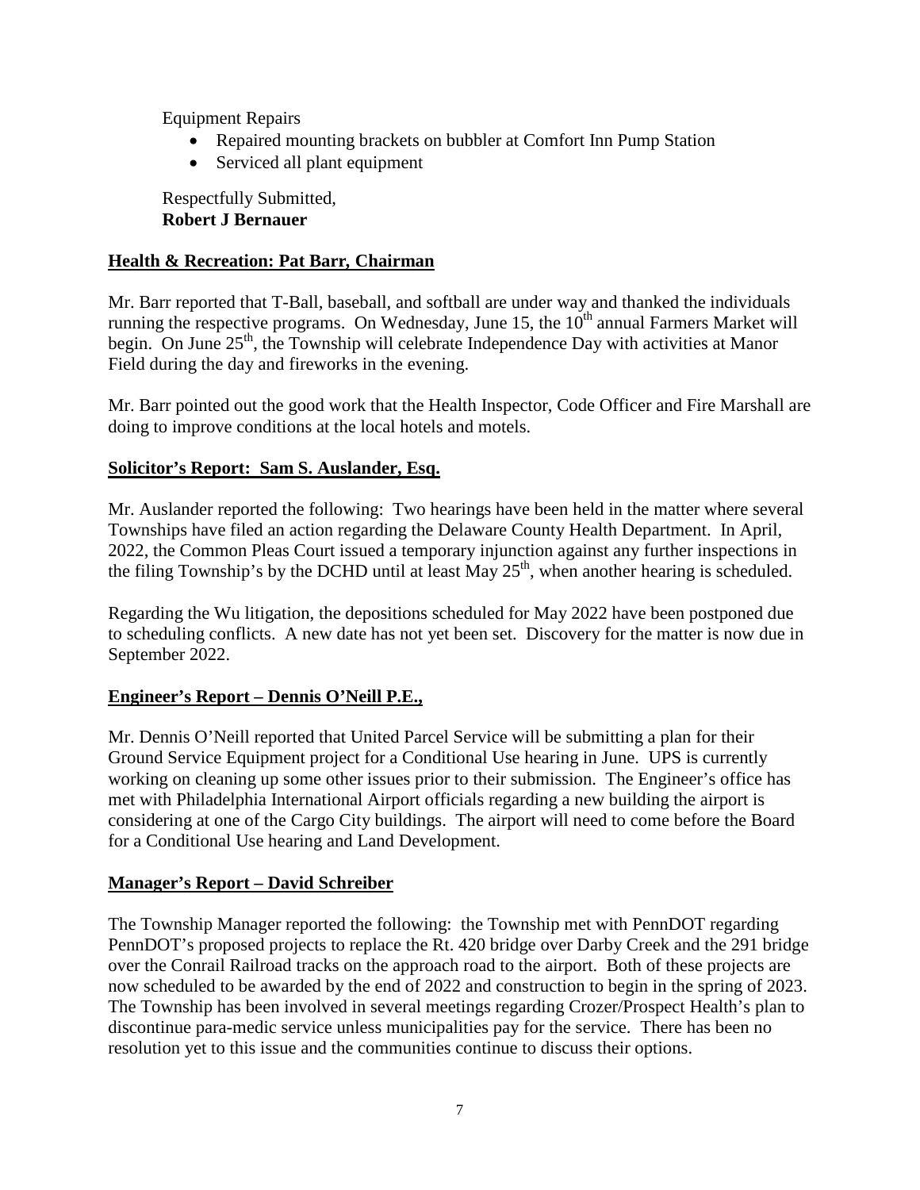Equipment Repairs

- Repaired mounting brackets on bubbler at Comfort Inn Pump Station
- Serviced all plant equipment

Respectfully Submitted,
**Robert J Bernauer**

## Health & Recreation: Pat Barr, Chairman

Mr. Barr reported that T-Ball, baseball, and softball are under way and thanked the individuals running the respective programs. On Wednesday, June 15, the 10th annual Farmers Market will begin. On June 25th, the Township will celebrate Independence Day with activities at Manor Field during the day and fireworks in the evening.

Mr. Barr pointed out the good work that the Health Inspector, Code Officer and Fire Marshall are doing to improve conditions at the local hotels and motels.

## Solicitor's Report: Sam S. Auslander, Esq.

Mr. Auslander reported the following: Two hearings have been held in the matter where several Townships have filed an action regarding the Delaware County Health Department. In April, 2022, the Common Pleas Court issued a temporary injunction against any further inspections in the filing Township's by the DCHD until at least May 25th, when another hearing is scheduled.

Regarding the Wu litigation, the depositions scheduled for May 2022 have been postponed due to scheduling conflicts. A new date has not yet been set. Discovery for the matter is now due in September 2022.

## Engineer's Report – Dennis O'Neill P.E.,

Mr. Dennis O'Neill reported that United Parcel Service will be submitting a plan for their Ground Service Equipment project for a Conditional Use hearing in June. UPS is currently working on cleaning up some other issues prior to their submission. The Engineer's office has met with Philadelphia International Airport officials regarding a new building the airport is considering at one of the Cargo City buildings. The airport will need to come before the Board for a Conditional Use hearing and Land Development.

## Manager's Report – David Schreiber

The Township Manager reported the following: the Township met with PennDOT regarding PennDOT's proposed projects to replace the Rt. 420 bridge over Darby Creek and the 291 bridge over the Conrail Railroad tracks on the approach road to the airport. Both of these projects are now scheduled to be awarded by the end of 2022 and construction to begin in the spring of 2023. The Township has been involved in several meetings regarding Crozer/Prospect Health's plan to discontinue para-medic service unless municipalities pay for the service. There has been no resolution yet to this issue and the communities continue to discuss their options.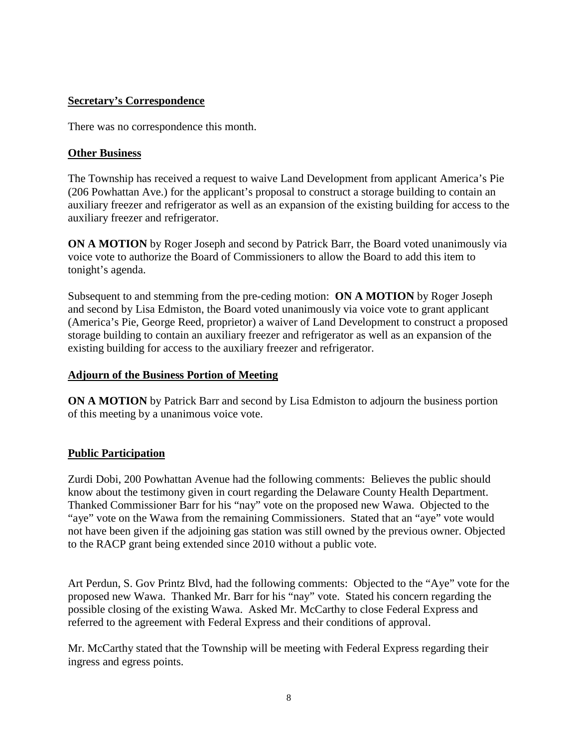**Secretary's Correspondence**

There was no correspondence this month.

**Other Business**

The Township has received a request to waive Land Development from applicant America's Pie (206 Powhattan Ave.) for the applicant's proposal to construct a storage building to contain an auxiliary freezer and refrigerator as well as an expansion of the existing building for access to the auxiliary freezer and refrigerator.

**ON A MOTION** by Roger Joseph and second by Patrick Barr, the Board voted unanimously via voice vote to authorize the Board of Commissioners to allow the Board to add this item to tonight's agenda.

Subsequent to and stemming from the pre-ceding motion: **ON A MOTION** by Roger Joseph and second by Lisa Edmiston, the Board voted unanimously via voice vote to grant applicant (America's Pie, George Reed, proprietor) a waiver of Land Development to construct a proposed storage building to contain an auxiliary freezer and refrigerator as well as an expansion of the existing building for access to the auxiliary freezer and refrigerator.

**Adjourn of the Business Portion of Meeting**

**ON A MOTION** by Patrick Barr and second by Lisa Edmiston to adjourn the business portion of this meeting by a unanimous voice vote.

**Public Participation**

Zurdi Dobi, 200 Powhattan Avenue had the following comments: Believes the public should know about the testimony given in court regarding the Delaware County Health Department. Thanked Commissioner Barr for his "nay" vote on the proposed new Wawa. Objected to the "aye" vote on the Wawa from the remaining Commissioners. Stated that an "aye" vote would not have been given if the adjoining gas station was still owned by the previous owner. Objected to the RACP grant being extended since 2010 without a public vote.

Art Perdun, S. Gov Printz Blvd, had the following comments: Objected to the "Aye" vote for the proposed new Wawa. Thanked Mr. Barr for his "nay" vote. Stated his concern regarding the possible closing of the existing Wawa. Asked Mr. McCarthy to close Federal Express and referred to the agreement with Federal Express and their conditions of approval.

Mr. McCarthy stated that the Township will be meeting with Federal Express regarding their ingress and egress points.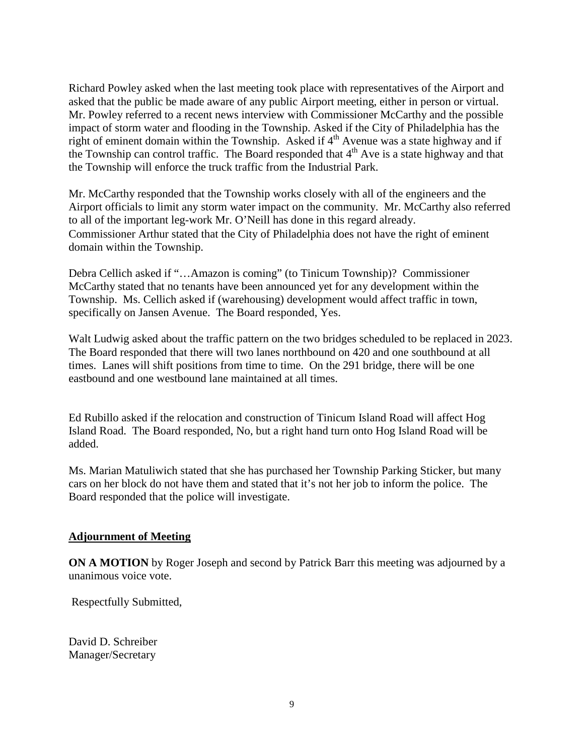Richard Powley asked when the last meeting took place with representatives of the Airport and asked that the public be made aware of any public Airport meeting, either in person or virtual. Mr. Powley referred to a recent news interview with Commissioner McCarthy and the possible impact of storm water and flooding in the Township. Asked if the City of Philadelphia has the right of eminent domain within the Township. Asked if 4th Avenue was a state highway and if the Township can control traffic. The Board responded that 4th Ave is a state highway and that the Township will enforce the truck traffic from the Industrial Park.

Mr. McCarthy responded that the Township works closely with all of the engineers and the Airport officials to limit any storm water impact on the community. Mr. McCarthy also referred to all of the important leg-work Mr. O'Neill has done in this regard already. Commissioner Arthur stated that the City of Philadelphia does not have the right of eminent domain within the Township.

Debra Cellich asked if "…Amazon is coming" (to Tinicum Township)? Commissioner McCarthy stated that no tenants have been announced yet for any development within the Township. Ms. Cellich asked if (warehousing) development would affect traffic in town, specifically on Jansen Avenue. The Board responded, Yes.

Walt Ludwig asked about the traffic pattern on the two bridges scheduled to be replaced in 2023. The Board responded that there will two lanes northbound on 420 and one southbound at all times. Lanes will shift positions from time to time. On the 291 bridge, there will be one eastbound and one westbound lane maintained at all times.

Ed Rubillo asked if the relocation and construction of Tinicum Island Road will affect Hog Island Road. The Board responded, No, but a right hand turn onto Hog Island Road will be added.

Ms. Marian Matuliwich stated that she has purchased her Township Parking Sticker, but many cars on her block do not have them and stated that it's not her job to inform the police. The Board responded that the police will investigate.

## Adjournment of Meeting

**ON A MOTION** by Roger Joseph and second by Patrick Barr this meeting was adjourned by a unanimous voice vote.

Respectfully Submitted,

David D. Schreiber
Manager/Secretary